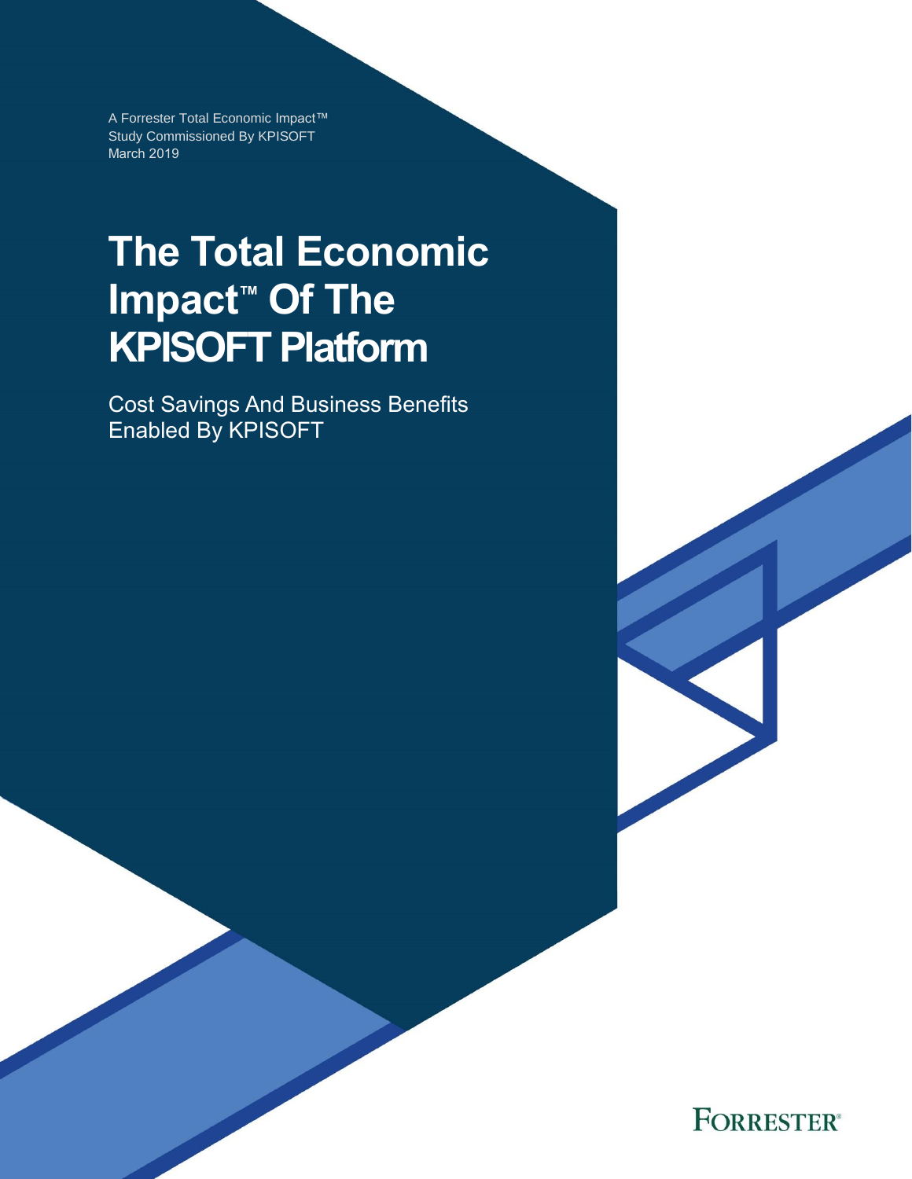A Forrester Total Economic Impact™
Study Commissioned By KPISOFT
March 2019

# The Total Economic Impact™ Of The KPISOFT Platform

Cost Savings And Business Benefits Enabled By KPISOFT

FORRESTER®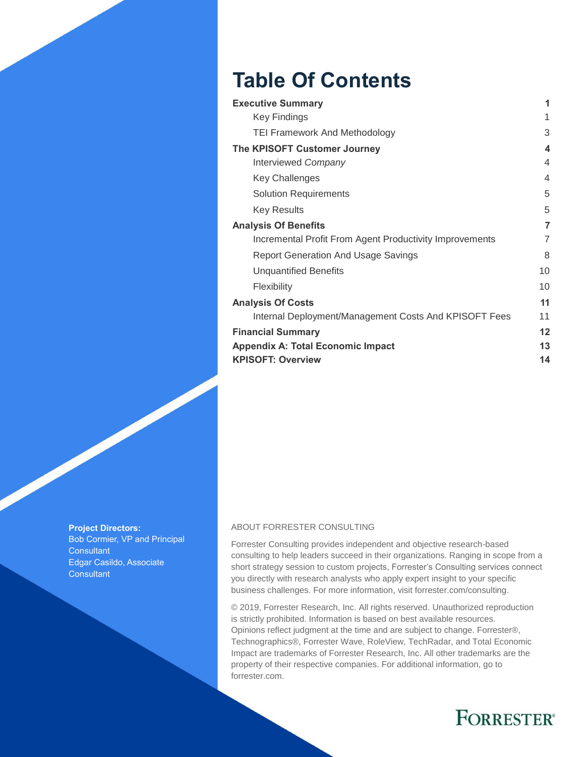# Table Of Contents

| | |
|---|---|
| **Executive Summary** | **1** |
| Key Findings | 1 |
| TEI Framework And Methodology | 3 |
| **The KPISOFT Customer Journey** | **4** |
| Interviewed *Company* | 4 |
| Key Challenges | 4 |
| Solution Requirements | 5 |
| Key Results | 5 |
| **Analysis Of Benefits** | **7** |
| Incremental Profit From Agent Productivity Improvements | 7 |
| Report Generation And Usage Savings | 8 |
| Unquantified Benefits | 10 |
| Flexibility | 10 |
| **Analysis Of Costs** | **11** |
| Internal Deployment/Management Costs And KPISOFT Fees | 11 |
| **Financial Summary** | **12** |
| **Appendix A: Total Economic Impact** | **13** |
| **KPISOFT: Overview** | **14** |

**Project Directors:**
Bob Cormier, VP and Principal Consultant
Edgar Casildo, Associate Consultant

ABOUT FORRESTER CONSULTING

Forrester Consulting provides independent and objective research-based consulting to help leaders succeed in their organizations. Ranging in scope from a short strategy session to custom projects, Forrester's Consulting services connect you directly with research analysts who apply expert insight to your specific business challenges. For more information, visit forrester.com/consulting.

© 2019, Forrester Research, Inc. All rights reserved. Unauthorized reproduction is strictly prohibited. Information is based on best available resources. Opinions reflect judgment at the time and are subject to change. Forrester®, Technographics®, Forrester Wave, RoleView, TechRadar, and Total Economic Impact are trademarks of Forrester Research, Inc. All other trademarks are the property of their respective companies. For additional information, go to forrester.com.

FORRESTER®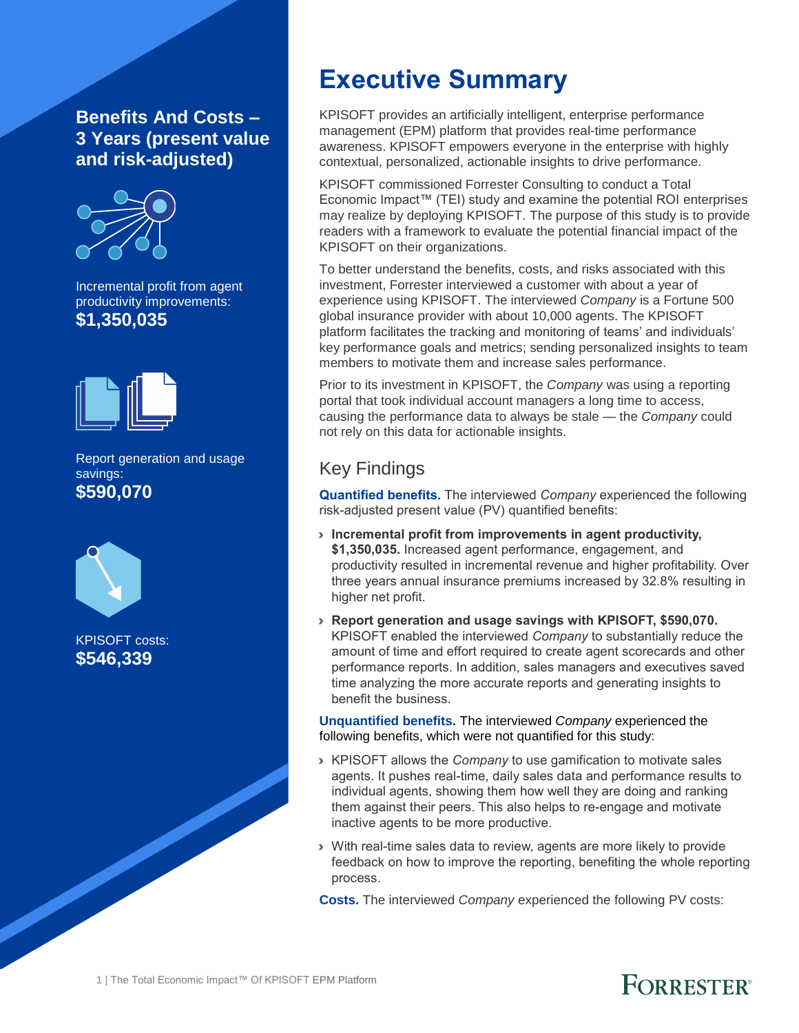## Benefits And Costs – 3 Years (present value and risk-adjusted)

Incremental profit from agent productivity improvements:
**$1,350,035**

Report generation and usage savings:
**$590,070**

KPISOFT costs:
**$546,339**

# Executive Summary

KPISOFT provides an artificially intelligent, enterprise performance management (EPM) platform that provides real-time performance awareness. KPISOFT empowers everyone in the enterprise with highly contextual, personalized, actionable insights to drive performance.

KPISOFT commissioned Forrester Consulting to conduct a Total Economic Impact™ (TEI) study and examine the potential ROI enterprises may realize by deploying KPISOFT. The purpose of this study is to provide readers with a framework to evaluate the potential financial impact of the KPISOFT on their organizations.

To better understand the benefits, costs, and risks associated with this investment, Forrester interviewed a customer with about a year of experience using KPISOFT. The interviewed *Company* is a Fortune 500 global insurance provider with about 10,000 agents. The KPISOFT platform facilitates the tracking and monitoring of teams' and individuals' key performance goals and metrics; sending personalized insights to team members to motivate them and increase sales performance.

Prior to its investment in KPISOFT, the *Company* was using a reporting portal that took individual account managers a long time to access, causing the performance data to always be stale — the *Company* could not rely on this data for actionable insights.

## Key Findings

**Quantified benefits.** The interviewed *Company* experienced the following risk-adjusted present value (PV) quantified benefits:

- **Incremental profit from improvements in agent productivity, $1,350,035.** Increased agent performance, engagement, and productivity resulted in incremental revenue and higher profitability. Over three years annual insurance premiums increased by 32.8% resulting in higher net profit.
- **Report generation and usage savings with KPISOFT, $590,070.** KPISOFT enabled the interviewed *Company* to substantially reduce the amount of time and effort required to create agent scorecards and other performance reports. In addition, sales managers and executives saved time analyzing the more accurate reports and generating insights to benefit the business.

**Unquantified benefits.** The interviewed *Company* experienced the following benefits, which were not quantified for this study:

- KPISOFT allows the *Company* to use gamification to motivate sales agents. It pushes real-time, daily sales data and performance results to individual agents, showing them how well they are doing and ranking them against their peers. This also helps to re-engage and motivate inactive agents to be more productive.
- With real-time sales data to review, agents are more likely to provide feedback on how to improve the reporting, benefiting the whole reporting process.

**Costs.** The interviewed *Company* experienced the following PV costs: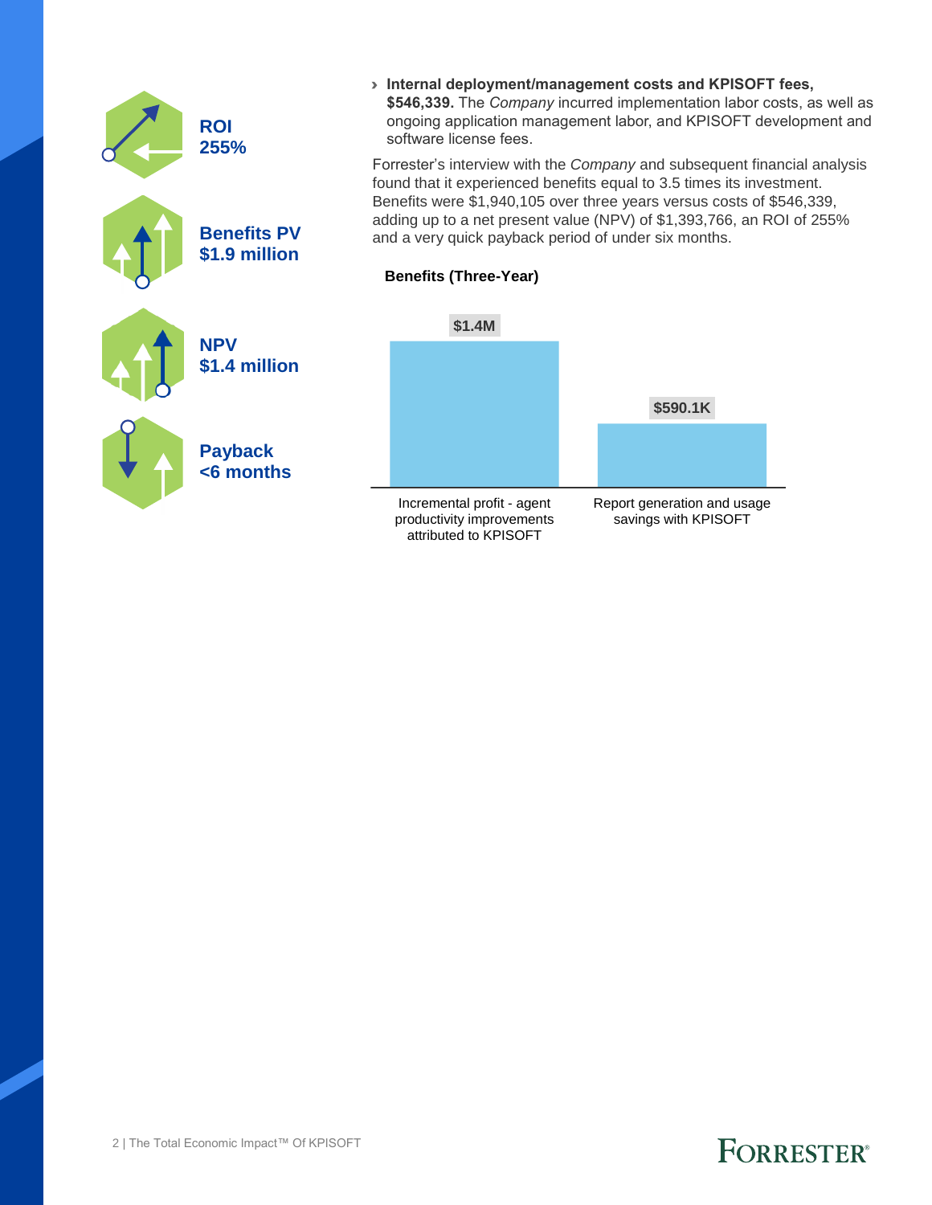**ROI**
**255%**

**Benefits PV**
**$1.9 million**

**NPV**
**$1.4 million**

**Payback**
**<6 months**

- **Internal deployment/management costs and KPISOFT fees, $546,339.** The *Company* incurred implementation labor costs, as well as ongoing application management labor, and KPISOFT development and software license fees.

Forrester's interview with the *Company* and subsequent financial analysis found that it experienced benefits equal to 3.5 times its investment. Benefits were $1,940,105 over three years versus costs of $546,339, adding up to a net present value (NPV) of $1,393,766, an ROI of 255% and a very quick payback period of under six months.

**Benefits (Three-Year)**

| Benefit | Value |
| --- | --- |
| Incremental profit - agent productivity improvements attributed to KPISOFT | $1.4M |
| Report generation and usage savings with KPISOFT | $590.1K |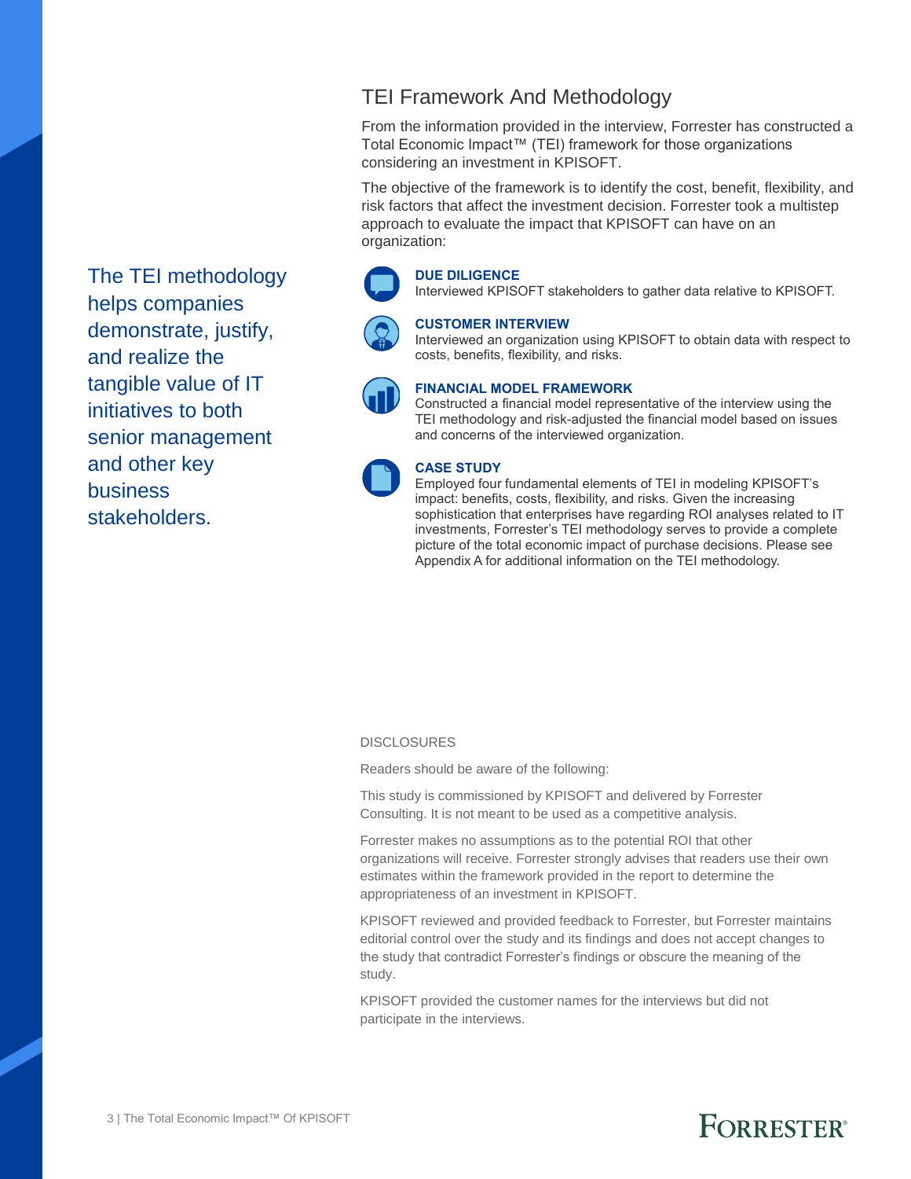The TEI methodology helps companies demonstrate, justify, and realize the tangible value of IT initiatives to both senior management and other key business stakeholders.

## TEI Framework And Methodology

From the information provided in the interview, Forrester has constructed a Total Economic Impact™ (TEI) framework for those organizations considering an investment in KPISOFT.

The objective of the framework is to identify the cost, benefit, flexibility, and risk factors that affect the investment decision. Forrester took a multistep approach to evaluate the impact that KPISOFT can have on an organization:

**DUE DILIGENCE**
Interviewed KPISOFT stakeholders to gather data relative to KPISOFT.

**CUSTOMER INTERVIEW**
Interviewed an organization using KPISOFT to obtain data with respect to costs, benefits, flexibility, and risks.

**FINANCIAL MODEL FRAMEWORK**
Constructed a financial model representative of the interview using the TEI methodology and risk-adjusted the financial model based on issues and concerns of the interviewed organization.

**CASE STUDY**
Employed four fundamental elements of TEI in modeling KPISOFT's impact: benefits, costs, flexibility, and risks. Given the increasing sophistication that enterprises have regarding ROI analyses related to IT investments, Forrester's TEI methodology serves to provide a complete picture of the total economic impact of purchase decisions. Please see Appendix A for additional information on the TEI methodology.

DISCLOSURES

Readers should be aware of the following:

This study is commissioned by KPISOFT and delivered by Forrester Consulting. It is not meant to be used as a competitive analysis.

Forrester makes no assumptions as to the potential ROI that other organizations will receive. Forrester strongly advises that readers use their own estimates within the framework provided in the report to determine the appropriateness of an investment in KPISOFT.

KPISOFT reviewed and provided feedback to Forrester, but Forrester maintains editorial control over the study and its findings and does not accept changes to the study that contradict Forrester's findings or obscure the meaning of the study.

KPISOFT provided the customer names for the interviews but did not participate in the interviews.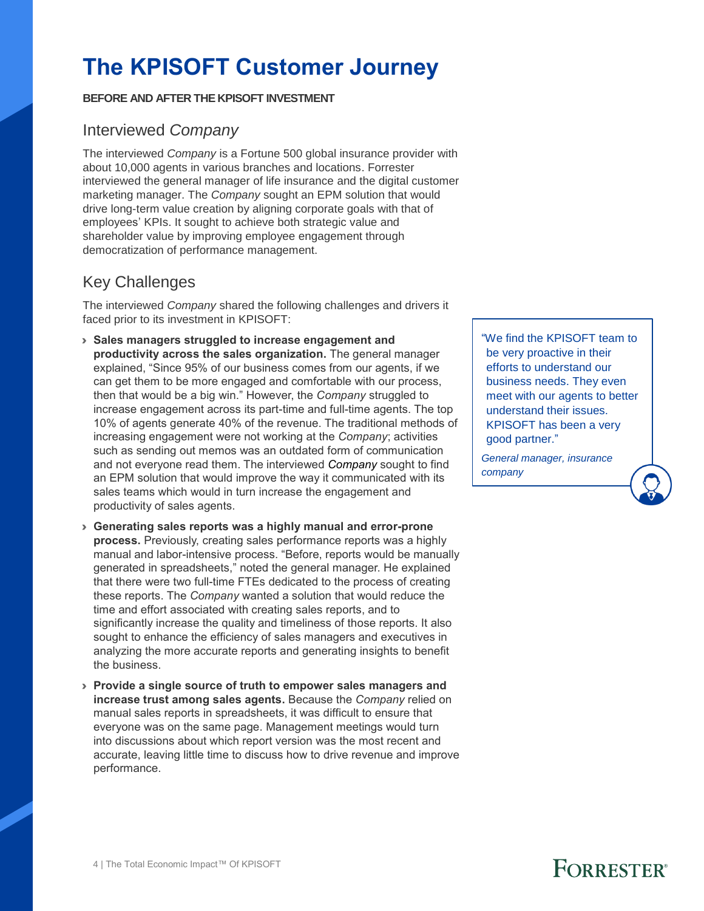# The KPISOFT Customer Journey

**BEFORE AND AFTER THE KPISOFT INVESTMENT**

## Interviewed *Company*

The interviewed *Company* is a Fortune 500 global insurance provider with about 10,000 agents in various branches and locations. Forrester interviewed the general manager of life insurance and the digital customer marketing manager. The *Company* sought an EPM solution that would drive long-term value creation by aligning corporate goals with that of employees' KPIs. It sought to achieve both strategic value and shareholder value by improving employee engagement through democratization of performance management.

## Key Challenges

The interviewed *Company* shared the following challenges and drivers it faced prior to its investment in KPISOFT:

- **Sales managers struggled to increase engagement and productivity across the sales organization.** The general manager explained, "Since 95% of our business comes from our agents, if we can get them to be more engaged and comfortable with our process, then that would be a big win." However, the *Company* struggled to increase engagement across its part-time and full-time agents. The top 10% of agents generate 40% of the revenue. The traditional methods of increasing engagement were not working at the *Company*; activities such as sending out memos was an outdated form of communication and not everyone read them. The interviewed *Company* sought to find an EPM solution that would improve the way it communicated with its sales teams which would in turn increase the engagement and productivity of sales agents.
- **Generating sales reports was a highly manual and error-prone process.** Previously, creating sales performance reports was a highly manual and labor-intensive process. "Before, reports would be manually generated in spreadsheets," noted the general manager. He explained that there were two full-time FTEs dedicated to the process of creating these reports. The *Company* wanted a solution that would reduce the time and effort associated with creating sales reports, and to significantly increase the quality and timeliness of those reports. It also sought to enhance the efficiency of sales managers and executives in analyzing the more accurate reports and generating insights to benefit the business.
- **Provide a single source of truth to empower sales managers and increase trust among sales agents.** Because the *Company* relied on manual sales reports in spreadsheets, it was difficult to ensure that everyone was on the same page. Management meetings would turn into discussions about which report version was the most recent and accurate, leaving little time to discuss how to drive revenue and improve performance.

> "We find the KPISOFT team to be very proactive in their efforts to understand our business needs. They even meet with our agents to better understand their issues. KPISOFT has been a very good partner."
>
> *General manager, insurance company*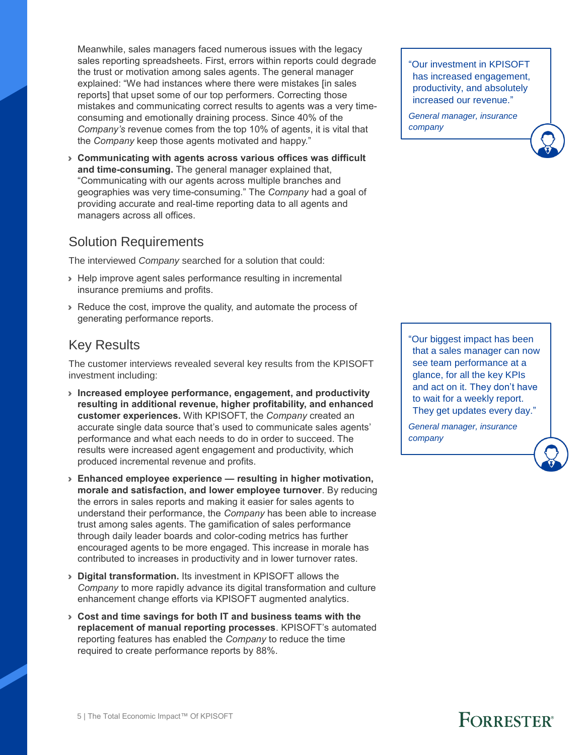Meanwhile, sales managers faced numerous issues with the legacy sales reporting spreadsheets. First, errors within reports could degrade the trust or motivation among sales agents. The general manager explained: "We had instances where there were mistakes [in sales reports] that upset some of our top performers. Correcting those mistakes and communicating correct results to agents was a very time-consuming and emotionally draining process. Since 40% of the *Company's* revenue comes from the top 10% of agents, it is vital that the *Company* keep those agents motivated and happy."

- **Communicating with agents across various offices was difficult and time-consuming.** The general manager explained that, "Communicating with our agents across multiple branches and geographies was very time-consuming." The *Company* had a goal of providing accurate and real-time reporting data to all agents and managers across all offices.

> "Our investment in KPISOFT has increased engagement, productivity, and absolutely increased our revenue."
>
> *General manager, insurance company*

## Solution Requirements

The interviewed *Company* searched for a solution that could:

- Help improve agent sales performance resulting in incremental insurance premiums and profits.
- Reduce the cost, improve the quality, and automate the process of generating performance reports.

## Key Results

The customer interviews revealed several key results from the KPISOFT investment including:

- **Increased employee performance, engagement, and productivity resulting in additional revenue, higher profitability, and enhanced customer experiences.** With KPISOFT, the *Company* created an accurate single data source that's used to communicate sales agents' performance and what each needs to do in order to succeed. The results were increased agent engagement and productivity, which produced incremental revenue and profits.
- **Enhanced employee experience — resulting in higher motivation, morale and satisfaction, and lower employee turnover**. By reducing the errors in sales reports and making it easier for sales agents to understand their performance, the *Company* has been able to increase trust among sales agents. The gamification of sales performance through daily leader boards and color-coding metrics has further encouraged agents to be more engaged. This increase in morale has contributed to increases in productivity and in lower turnover rates.
- **Digital transformation.** Its investment in KPISOFT allows the *Company* to more rapidly advance its digital transformation and culture enhancement change efforts via KPISOFT augmented analytics.
- **Cost and time savings for both IT and business teams with the replacement of manual reporting processes**. KPISOFT's automated reporting features has enabled the *Company* to reduce the time required to create performance reports by 88%.

> "Our biggest impact has been that a sales manager can now see team performance at a glance, for all the key KPIs and act on it. They don't have to wait for a weekly report. They get updates every day."
>
> *General manager, insurance company*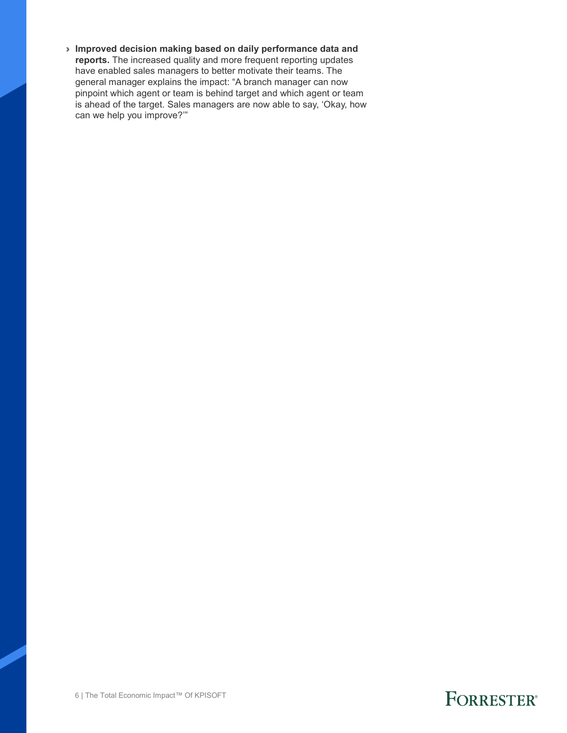- **Improved decision making based on daily performance data and reports.** The increased quality and more frequent reporting updates have enabled sales managers to better motivate their teams. The general manager explains the impact: "A branch manager can now pinpoint which agent or team is behind target and which agent or team is ahead of the target. Sales managers are now able to say, 'Okay, how can we help you improve?'"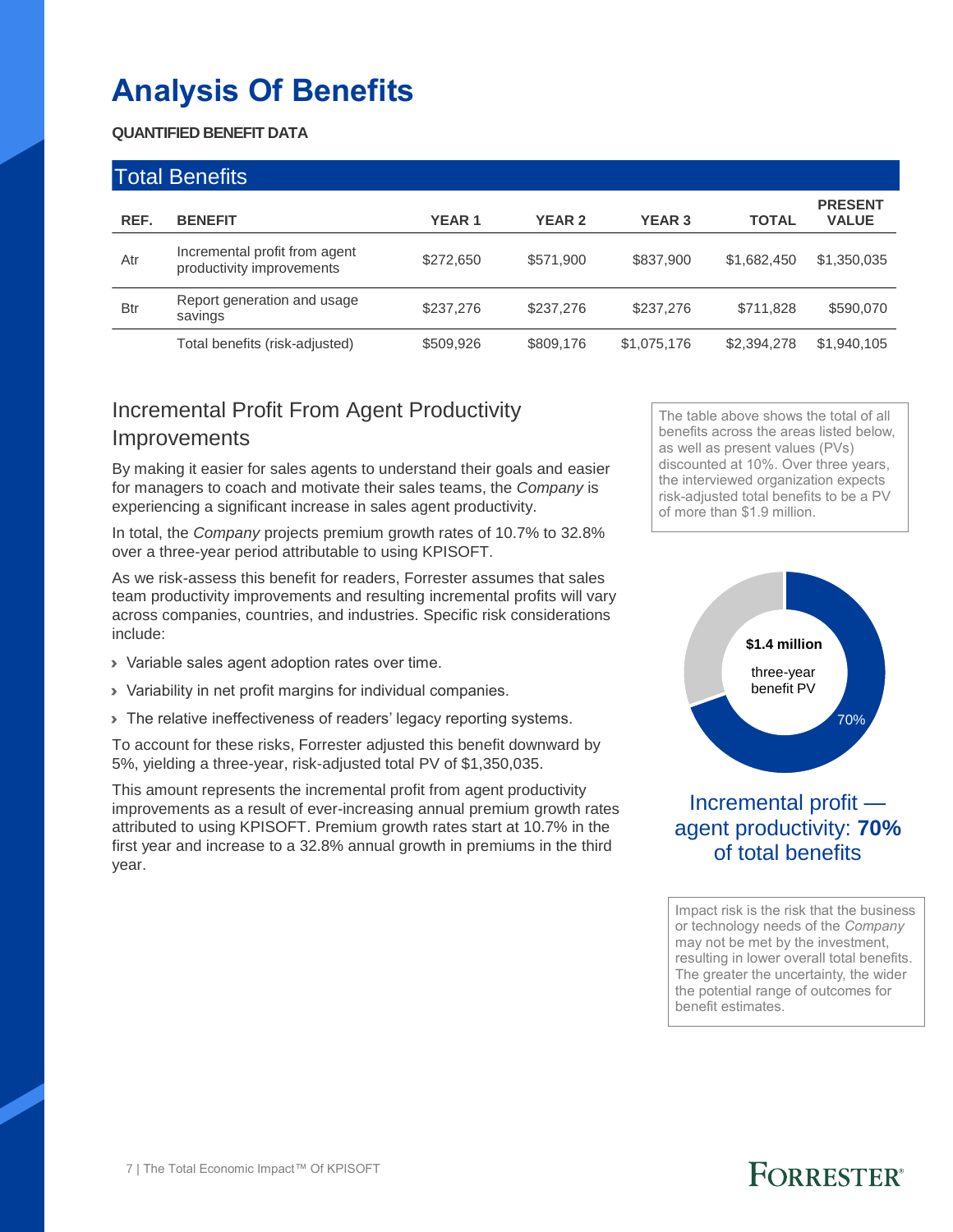# Analysis Of Benefits

**QUANTIFIED BENEFIT DATA**

| Total Benefits | | | | | | |
|---|---|---|---|---|---|---|
| **REF.** | **BENEFIT** | **YEAR 1** | **YEAR 2** | **YEAR 3** | **TOTAL** | **PRESENT VALUE** |
| Atr | Incremental profit from agent productivity improvements | $272,650 | $571,900 | $837,900 | $1,682,450 | $1,350,035 |
| Btr | Report generation and usage savings | $237,276 | $237,276 | $237,276 | $711,828 | $590,070 |
| | Total benefits (risk-adjusted) | $509,926 | $809,176 | $1,075,176 | $2,394,278 | $1,940,105 |

The table above shows the total of all benefits across the areas listed below, as well as present values (PVs) discounted at 10%. Over three years, the interviewed organization expects risk-adjusted total benefits to be a PV of more than $1.9 million.

## Incremental Profit From Agent Productivity Improvements

By making it easier for sales agents to understand their goals and easier for managers to coach and motivate their sales teams, the *Company* is experiencing a significant increase in sales agent productivity.

In total, the *Company* projects premium growth rates of 10.7% to 32.8% over a three-year period attributable to using KPISOFT.

As we risk-assess this benefit for readers, Forrester assumes that sales team productivity improvements and resulting incremental profits will vary across companies, countries, and industries. Specific risk considerations include:

- Variable sales agent adoption rates over time.
- Variability in net profit margins for individual companies.
- The relative ineffectiveness of readers' legacy reporting systems.

To account for these risks, Forrester adjusted this benefit downward by 5%, yielding a three-year, risk-adjusted total PV of $1,350,035.

This amount represents the incremental profit from agent productivity improvements as a result of ever-increasing annual premium growth rates attributed to using KPISOFT. Premium growth rates start at 10.7% in the first year and increase to a 32.8% annual growth in premiums in the third year.

**$1.4 million**

three-year benefit PV

70%

Incremental profit — agent productivity: **70%** of total benefits

Impact risk is the risk that the business or technology needs of the *Company* may not be met by the investment, resulting in lower overall total benefits. The greater the uncertainty, the wider the potential range of outcomes for benefit estimates.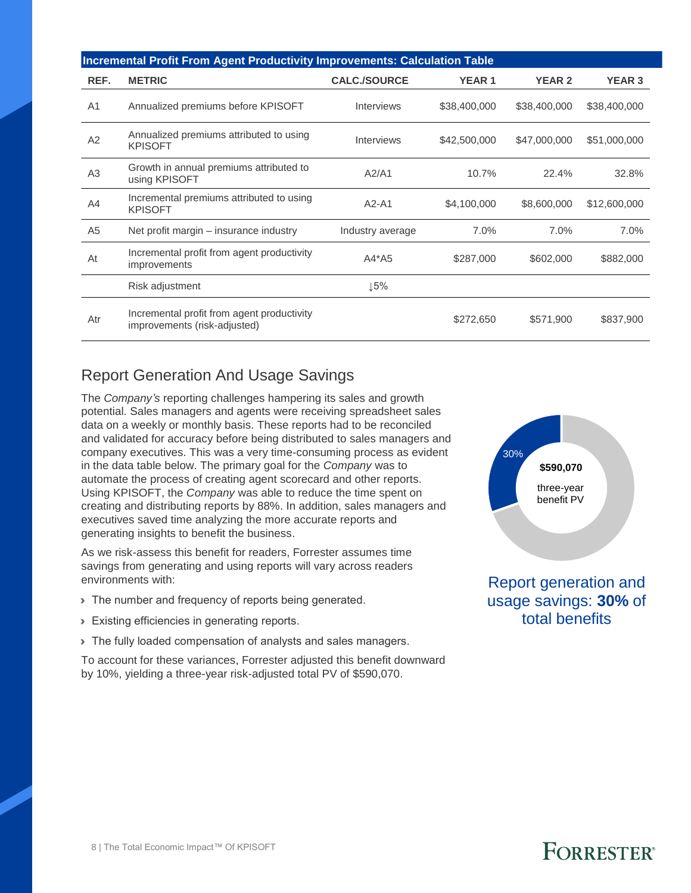| Incremental Profit From Agent Productivity Improvements: Calculation Table | | | | | |
|---|---|---|---|---|---|
| REF. | METRIC | CALC./SOURCE | YEAR 1 | YEAR 2 | YEAR 3 |
| A1 | Annualized premiums before KPISOFT | Interviews | $38,400,000 | $38,400,000 | $38,400,000 |
| A2 | Annualized premiums attributed to using KPISOFT | Interviews | $42,500,000 | $47,000,000 | $51,000,000 |
| A3 | Growth in annual premiums attributed to using KPISOFT | A2/A1 | 10.7% | 22.4% | 32.8% |
| A4 | Incremental premiums attributed to using KPISOFT | A2-A1 | $4,100,000 | $8,600,000 | $12,600,000 |
| A5 | Net profit margin – insurance industry | Industry average | 7.0% | 7.0% | 7.0% |
| At | Incremental profit from agent productivity improvements | A4*A5 | $287,000 | $602,000 | $882,000 |
| | Risk adjustment | ↓5% | | | |
| Atr | Incremental profit from agent productivity improvements (risk-adjusted) | | $272,650 | $571,900 | $837,900 |

## Report Generation And Usage Savings

The *Company's* reporting challenges hampering its sales and growth potential. Sales managers and agents were receiving spreadsheet sales data on a weekly or monthly basis. These reports had to be reconciled and validated for accuracy before being distributed to sales managers and company executives. This was a very time-consuming process as evident in the data table below. The primary goal for the *Company* was to automate the process of creating agent scorecard and other reports. Using KPISOFT, the *Company* was able to reduce the time spent on creating and distributing reports by 88%. In addition, sales managers and executives saved time analyzing the more accurate reports and generating insights to benefit the business.

As we risk-assess this benefit for readers, Forrester assumes time savings from generating and using reports will vary across readers environments with:

- The number and frequency of reports being generated.
- Existing efficiencies in generating reports.
- The fully loaded compensation of analysts and sales managers.

To account for these variances, Forrester adjusted this benefit downward by 10%, yielding a three-year risk-adjusted total PV of $590,070.

30%

**$590,070**

three-year benefit PV

Report generation and usage savings: **30%** of total benefits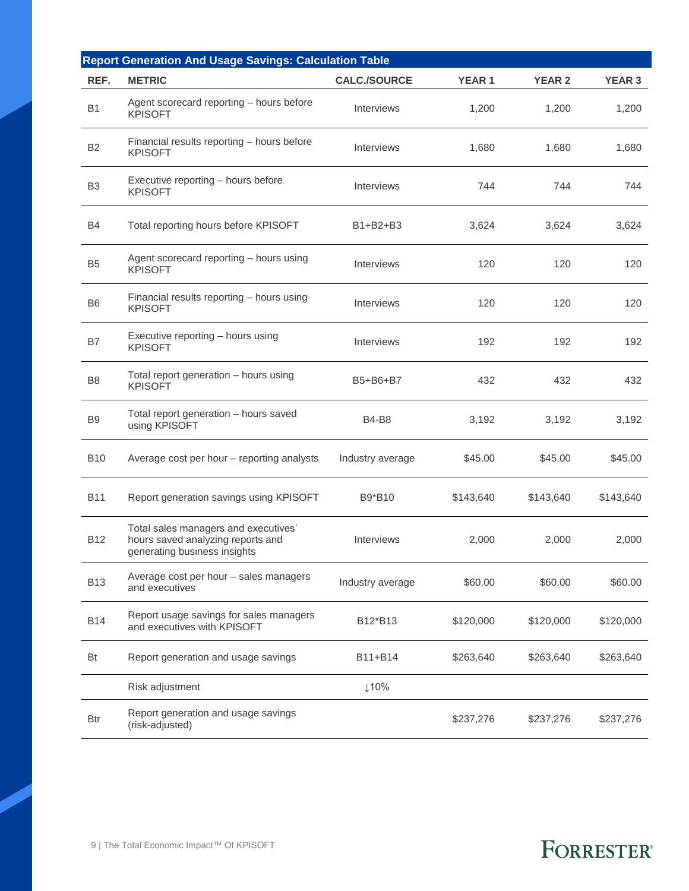| Report Generation And Usage Savings: Calculation Table | | | | | |
|---|---|---|---|---|---|
| REF. | METRIC | CALC./SOURCE | YEAR 1 | YEAR 2 | YEAR 3 |
| B1 | Agent scorecard reporting – hours before KPISOFT | Interviews | 1,200 | 1,200 | 1,200 |
| B2 | Financial results reporting – hours before KPISOFT | Interviews | 1,680 | 1,680 | 1,680 |
| B3 | Executive reporting – hours before KPISOFT | Interviews | 744 | 744 | 744 |
| B4 | Total reporting hours before KPISOFT | B1+B2+B3 | 3,624 | 3,624 | 3,624 |
| B5 | Agent scorecard reporting – hours using KPISOFT | Interviews | 120 | 120 | 120 |
| B6 | Financial results reporting – hours using KPISOFT | Interviews | 120 | 120 | 120 |
| B7 | Executive reporting – hours using KPISOFT | Interviews | 192 | 192 | 192 |
| B8 | Total report generation – hours using KPISOFT | B5+B6+B7 | 432 | 432 | 432 |
| B9 | Total report generation – hours saved using KPISOFT | B4-B8 | 3,192 | 3,192 | 3,192 |
| B10 | Average cost per hour – reporting analysts | Industry average | $45.00 | $45.00 | $45.00 |
| B11 | Report generation savings using KPISOFT | B9*B10 | $143,640 | $143,640 | $143,640 |
| B12 | Total sales managers and executives' hours saved analyzing reports and generating business insights | Interviews | 2,000 | 2,000 | 2,000 |
| B13 | Average cost per hour – sales managers and executives | Industry average | $60.00 | $60.00 | $60.00 |
| B14 | Report usage savings for sales managers and executives with KPISOFT | B12*B13 | $120,000 | $120,000 | $120,000 |
| Bt | Report generation and usage savings | B11+B14 | $263,640 | $263,640 | $263,640 |
| | Risk adjustment | ↓10% | | | |
| Btr | Report generation and usage savings (risk-adjusted) | | $237,276 | $237,276 | $237,276 |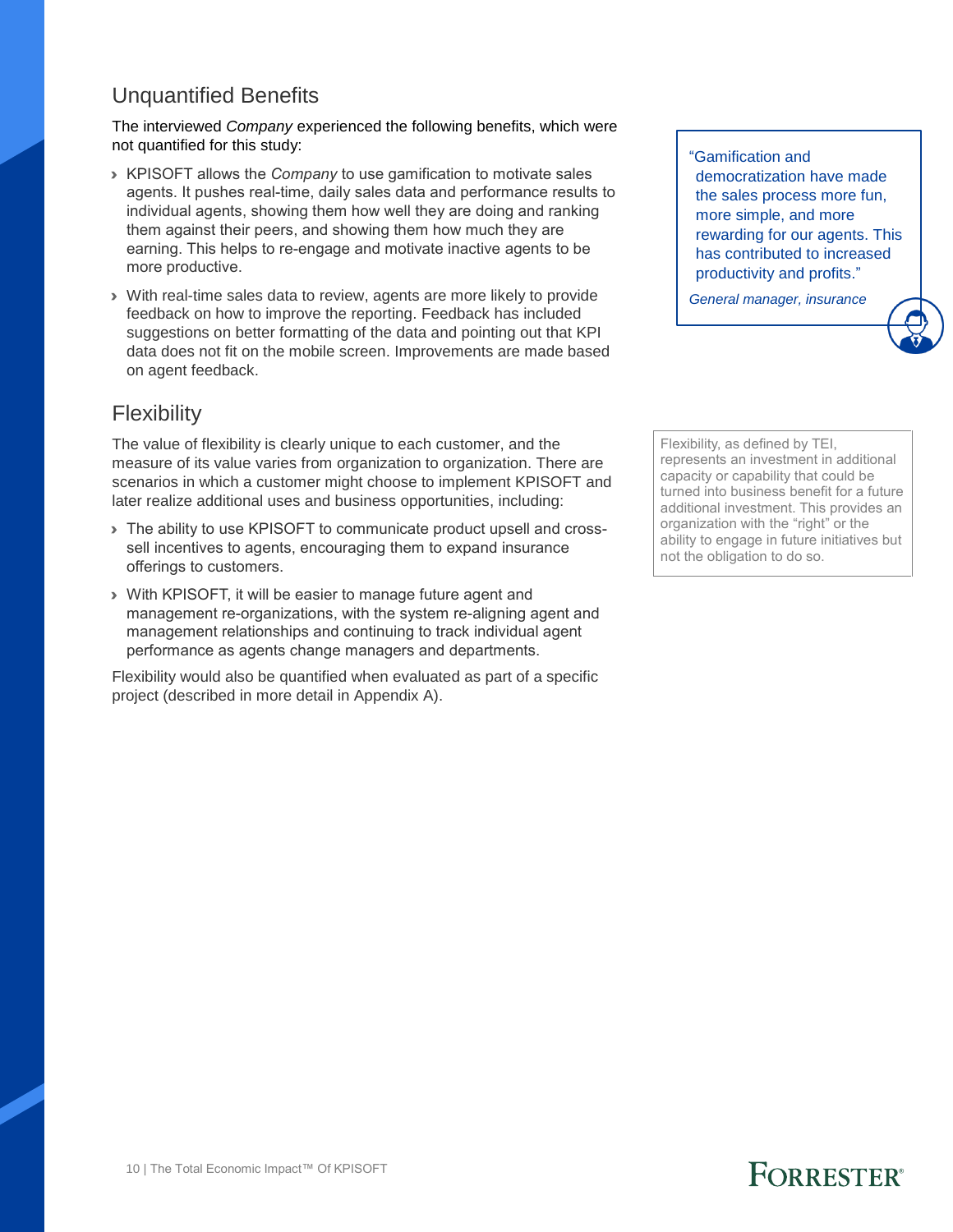## Unquantified Benefits

The interviewed *Company* experienced the following benefits, which were not quantified for this study:

- KPISOFT allows the *Company* to use gamification to motivate sales agents. It pushes real-time, daily sales data and performance results to individual agents, showing them how well they are doing and ranking them against their peers, and showing them how much they are earning. This helps to re-engage and motivate inactive agents to be more productive.
- With real-time sales data to review, agents are more likely to provide feedback on how to improve the reporting. Feedback has included suggestions on better formatting of the data and pointing out that KPI data does not fit on the mobile screen. Improvements are made based on agent feedback.

> "Gamification and democratization have made the sales process more fun, more simple, and more rewarding for our agents. This has contributed to increased productivity and profits."
>
> *General manager, insurance*

## Flexibility

The value of flexibility is clearly unique to each customer, and the measure of its value varies from organization to organization. There are scenarios in which a customer might choose to implement KPISOFT and later realize additional uses and business opportunities, including:

- The ability to use KPISOFT to communicate product upsell and cross-sell incentives to agents, encouraging them to expand insurance offerings to customers.
- With KPISOFT, it will be easier to manage future agent and management re-organizations, with the system re-aligning agent and management relationships and continuing to track individual agent performance as agents change managers and departments.

Flexibility would also be quantified when evaluated as part of a specific project (described in more detail in Appendix A).

> Flexibility, as defined by TEI, represents an investment in additional capacity or capability that could be turned into business benefit for a future additional investment. This provides an organization with the "right" or the ability to engage in future initiatives but not the obligation to do so.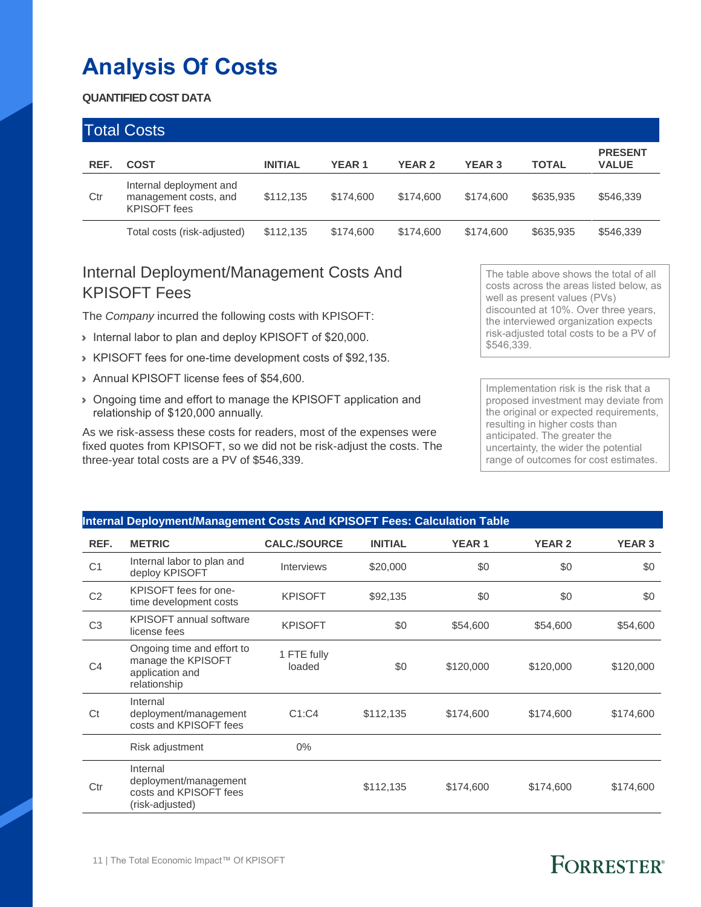# Analysis Of Costs

**QUANTIFIED COST DATA**

| Total Costs | | | | | | | |
|---|---|---|---|---|---|---|---|
| **REF.** | **COST** | **INITIAL** | **YEAR 1** | **YEAR 2** | **YEAR 3** | **TOTAL** | **PRESENT VALUE** |
| Ctr | Internal deployment and management costs, and KPISOFT fees | $112,135 | $174,600 | $174,600 | $174,600 | $635,935 | $546,339 |
| | Total costs (risk-adjusted) | $112,135 | $174,600 | $174,600 | $174,600 | $635,935 | $546,339 |

## Internal Deployment/Management Costs And KPISOFT Fees

The *Company* incurred the following costs with KPISOFT:

- Internal labor to plan and deploy KPISOFT of $20,000.
- KPISOFT fees for one-time development costs of $92,135.
- Annual KPISOFT license fees of $54,600.
- Ongoing time and effort to manage the KPISOFT application and relationship of $120,000 annually.

As we risk-assess these costs for readers, most of the expenses were fixed quotes from KPISOFT, so we did not be risk-adjust the costs. The three-year total costs are a PV of $546,339.

The table above shows the total of all costs across the areas listed below, as well as present values (PVs) discounted at 10%. Over three years, the interviewed organization expects risk-adjusted total costs to be a PV of $546,339.

Implementation risk is the risk that a proposed investment may deviate from the original or expected requirements, resulting in higher costs than anticipated. The greater the uncertainty, the wider the potential range of outcomes for cost estimates.

| Internal Deployment/Management Costs And KPISOFT Fees: Calculation Table | | | | | | |
|---|---|---|---|---|---|---|
| **REF.** | **METRIC** | **CALC./SOURCE** | **INITIAL** | **YEAR 1** | **YEAR 2** | **YEAR 3** |
| C1 | Internal labor to plan and deploy KPISOFT | Interviews | $20,000 | $0 | $0 | $0 |
| C2 | KPISOFT fees for one-time development costs | KPISOFT | $92,135 | $0 | $0 | $0 |
| C3 | KPISOFT annual software license fees | KPISOFT | $0 | $54,600 | $54,600 | $54,600 |
| C4 | Ongoing time and effort to manage the KPISOFT application and relationship | 1 FTE fully loaded | $0 | $120,000 | $120,000 | $120,000 |
| Ct | Internal deployment/management costs and KPISOFT fees | C1:C4 | $112,135 | $174,600 | $174,600 | $174,600 |
| | Risk adjustment | 0% | | | | |
| Ctr | Internal deployment/management costs and KPISOFT fees (risk-adjusted) | | $112,135 | $174,600 | $174,600 | $174,600 |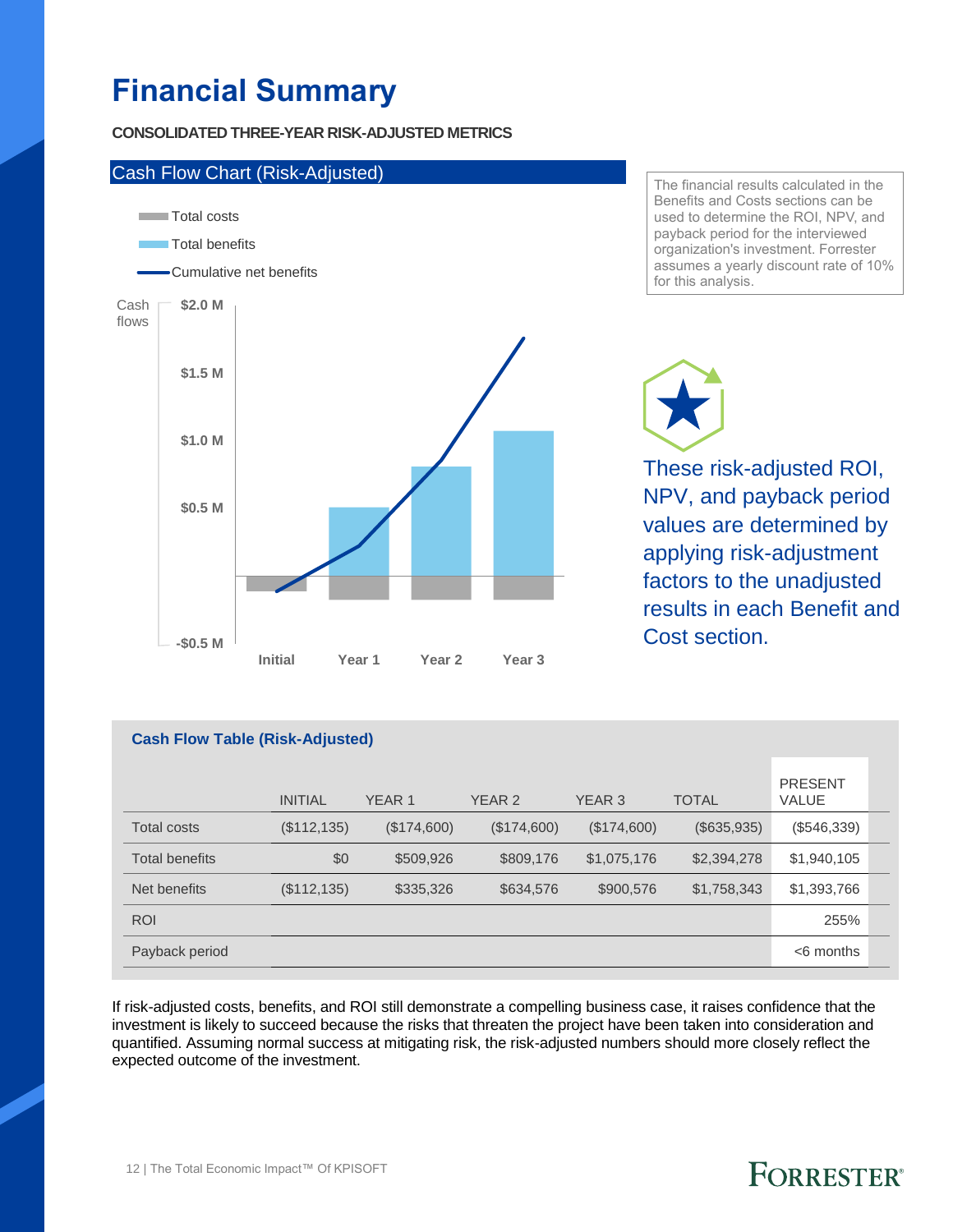# Financial Summary

**CONSOLIDATED THREE-YEAR RISK-ADJUSTED METRICS**

Cash Flow Chart (Risk-Adjusted)

Total costs
Total benefits
Cumulative net benefits

Cash flows

$2.0 M
$1.5 M
$1.0 M
$0.5 M
-$0.5 M

Initial Year 1 Year 2 Year 3

The financial results calculated in the Benefits and Costs sections can be used to determine the ROI, NPV, and payback period for the interviewed organization's investment. Forrester assumes a yearly discount rate of 10% for this analysis.

These risk-adjusted ROI, NPV, and payback period values are determined by applying risk-adjustment factors to the unadjusted results in each Benefit and Cost section.

**Cash Flow Table (Risk-Adjusted)**

| | INITIAL | YEAR 1 | YEAR 2 | YEAR 3 | TOTAL | PRESENT VALUE |
|---|---|---|---|---|---|---|
| Total costs | ($112,135) | ($174,600) | ($174,600) | ($174,600) | ($635,935) | ($546,339) |
| Total benefits | $0 | $509,926 | $809,176 | $1,075,176 | $2,394,278 | $1,940,105 |
| Net benefits | ($112,135) | $335,326 | $634,576 | $900,576 | $1,758,343 | $1,393,766 |
| ROI | | | | | | 255% |
| Payback period | | | | | | <6 months |

If risk-adjusted costs, benefits, and ROI still demonstrate a compelling business case, it raises confidence that the investment is likely to succeed because the risks that threaten the project have been taken into consideration and quantified. Assuming normal success at mitigating risk, the risk-adjusted numbers should more closely reflect the expected outcome of the investment.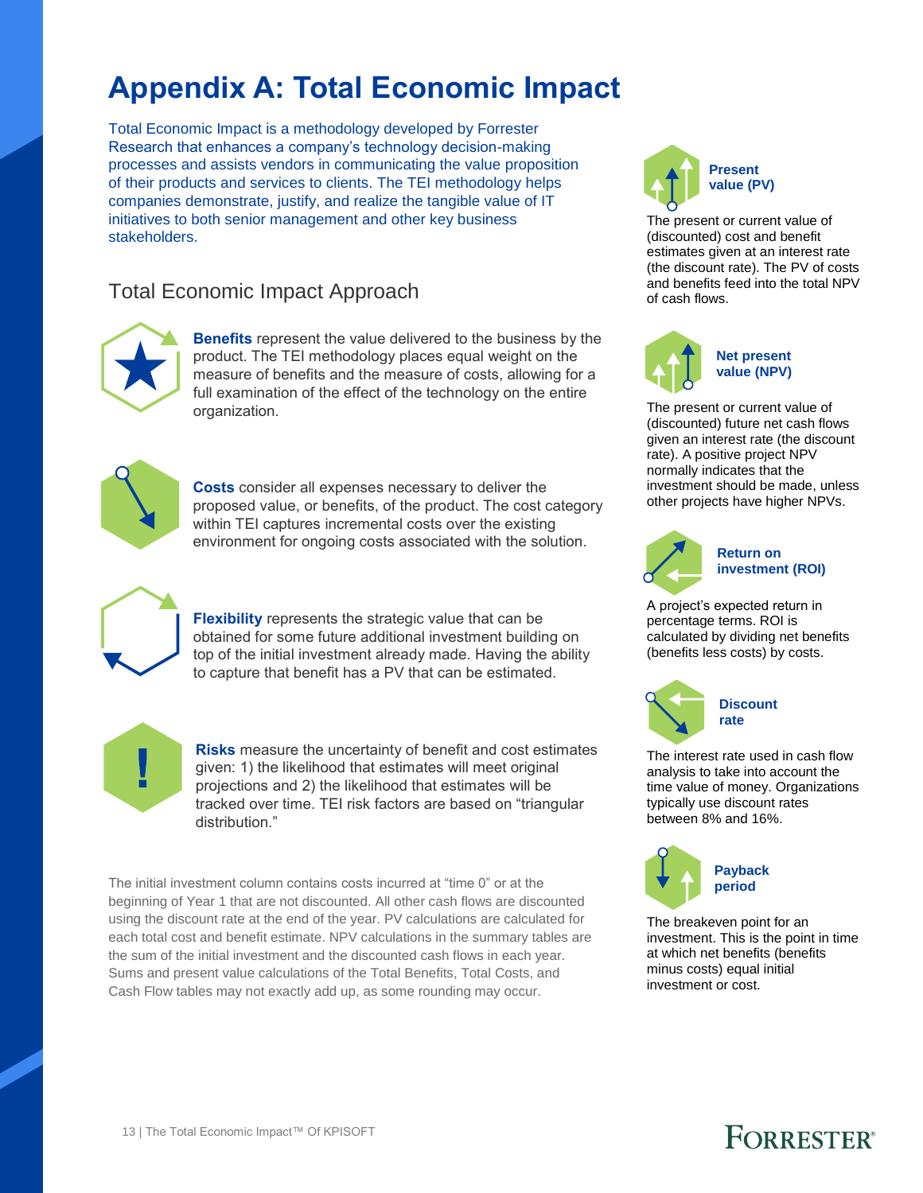# Appendix A: Total Economic Impact

Total Economic Impact is a methodology developed by Forrester Research that enhances a company's technology decision-making processes and assists vendors in communicating the value proposition of their products and services to clients. The TEI methodology helps companies demonstrate, justify, and realize the tangible value of IT initiatives to both senior management and other key business stakeholders.

## Total Economic Impact Approach

**Benefits** represent the value delivered to the business by the product. The TEI methodology places equal weight on the measure of benefits and the measure of costs, allowing for a full examination of the effect of the technology on the entire organization.

**Costs** consider all expenses necessary to deliver the proposed value, or benefits, of the product. The cost category within TEI captures incremental costs over the existing environment for ongoing costs associated with the solution.

**Flexibility** represents the strategic value that can be obtained for some future additional investment building on top of the initial investment already made. Having the ability to capture that benefit has a PV that can be estimated.

**Risks** measure the uncertainty of benefit and cost estimates given: 1) the likelihood that estimates will meet original projections and 2) the likelihood that estimates will be tracked over time. TEI risk factors are based on "triangular distribution."

The initial investment column contains costs incurred at "time 0" or at the beginning of Year 1 that are not discounted. All other cash flows are discounted using the discount rate at the end of the year. PV calculations are calculated for each total cost and benefit estimate. NPV calculations in the summary tables are the sum of the initial investment and the discounted cash flows in each year. Sums and present value calculations of the Total Benefits, Total Costs, and Cash Flow tables may not exactly add up, as some rounding may occur.

**Present value (PV)**

The present or current value of (discounted) cost and benefit estimates given at an interest rate (the discount rate). The PV of costs and benefits feed into the total NPV of cash flows.

**Net present value (NPV)**

The present or current value of (discounted) future net cash flows given an interest rate (the discount rate). A positive project NPV normally indicates that the investment should be made, unless other projects have higher NPVs.

**Return on investment (ROI)**

A project's expected return in percentage terms. ROI is calculated by dividing net benefits (benefits less costs) by costs.

**Discount rate**

The interest rate used in cash flow analysis to take into account the time value of money. Organizations typically use discount rates between 8% and 16%.

**Payback period**

The breakeven point for an investment. This is the point in time at which net benefits (benefits minus costs) equal initial investment or cost.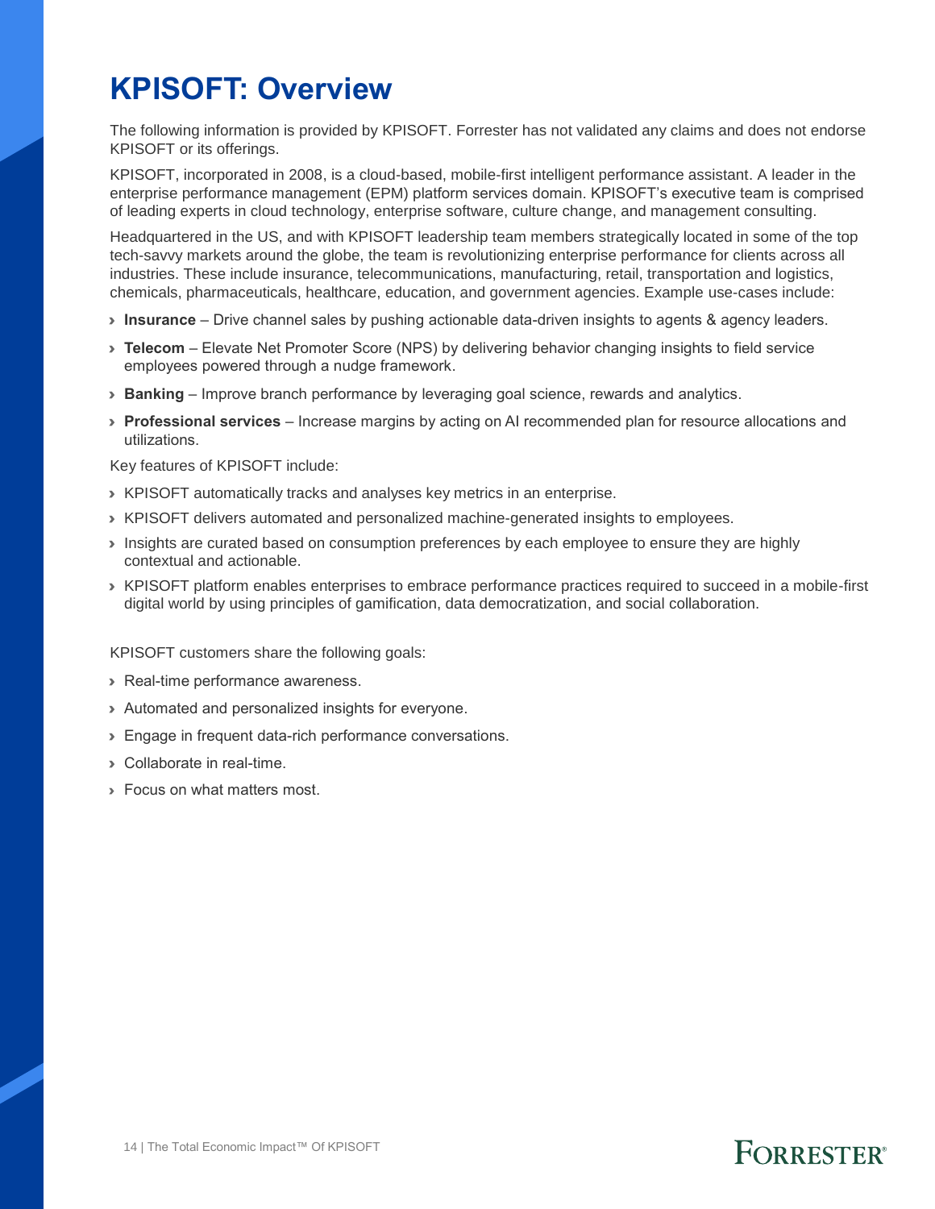# KPISOFT: Overview

The following information is provided by KPISOFT. Forrester has not validated any claims and does not endorse KPISOFT or its offerings.

KPISOFT, incorporated in 2008, is a cloud-based, mobile-first intelligent performance assistant. A leader in the enterprise performance management (EPM) platform services domain. KPISOFT's executive team is comprised of leading experts in cloud technology, enterprise software, culture change, and management consulting.

Headquartered in the US, and with KPISOFT leadership team members strategically located in some of the top tech-savvy markets around the globe, the team is revolutionizing enterprise performance for clients across all industries. These include insurance, telecommunications, manufacturing, retail, transportation and logistics, chemicals, pharmaceuticals, healthcare, education, and government agencies. Example use-cases include:

- **Insurance** – Drive channel sales by pushing actionable data-driven insights to agents & agency leaders.
- **Telecom** – Elevate Net Promoter Score (NPS) by delivering behavior changing insights to field service employees powered through a nudge framework.
- **Banking** – Improve branch performance by leveraging goal science, rewards and analytics.
- **Professional services** – Increase margins by acting on AI recommended plan for resource allocations and utilizations.

Key features of KPISOFT include:

- KPISOFT automatically tracks and analyses key metrics in an enterprise.
- KPISOFT delivers automated and personalized machine-generated insights to employees.
- Insights are curated based on consumption preferences by each employee to ensure they are highly contextual and actionable.
- KPISOFT platform enables enterprises to embrace performance practices required to succeed in a mobile-first digital world by using principles of gamification, data democratization, and social collaboration.

KPISOFT customers share the following goals:

- Real-time performance awareness.
- Automated and personalized insights for everyone.
- Engage in frequent data-rich performance conversations.
- Collaborate in real-time.
- Focus on what matters most.